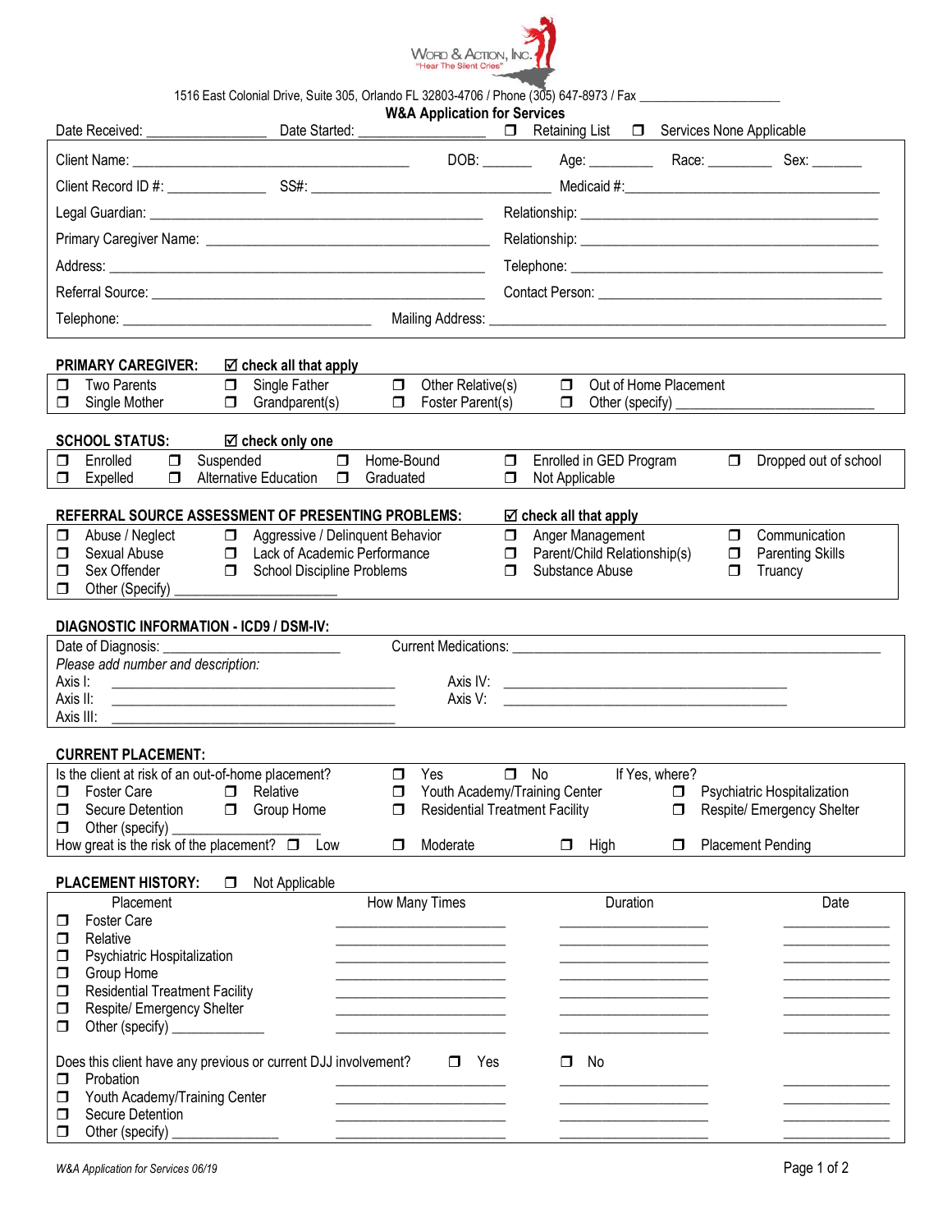Word & Action, Inc.
"Hear The Silent Cries"

1516 East Colonial Drive, Suite 305, Orlando FL 32803-4706 / Phone (305) 647-8973 / Fax ____________________

# W&A Application for Services

Date Received: ________________ Date Started: ________________ ☐ Retaining List ☐ Services None Applicable

Client Name: ______________________________________ DOB: _______ Age: ________ Race: ________ Sex: _______

Client Record ID #: _____________ SS#: ______________________________ Medicaid #: ________________________________

Legal Guardian: ____________________________________________ Relationship: ____________________________________

Primary Caregiver Name: ______________________________________ Relationship: ____________________________________

Address: __________________________________________________ Telephone: ______________________________________

Referral Source: ____________________________________________ Contact Person: __________________________________

Telephone: ____________________________ Mailing Address: _______________________________________________________

**PRIMARY CAREGIVER:** ☑ check all that apply

☐ Two Parents ☐ Single Father ☐ Other Relative(s) ☐ Out of Home Placement
☐ Single Mother ☐ Grandparent(s) ☐ Foster Parent(s) ☐ Other (specify) __________________________

**SCHOOL STATUS:** ☑ check only one

☐ Enrolled ☐ Suspended ☐ Home-Bound ☐ Enrolled in GED Program ☐ Dropped out of school
☐ Expelled ☐ Alternative Education ☐ Graduated ☐ Not Applicable

**REFERRAL SOURCE ASSESSMENT OF PRESENTING PROBLEMS:** ☑ check all that apply

☐ Abuse / Neglect ☐ Aggressive / Delinquent Behavior ☐ Anger Management ☐ Communication
☐ Sexual Abuse ☐ Lack of Academic Performance ☐ Parent/Child Relationship(s) ☐ Parenting Skills
☐ Sex Offender ☐ School Discipline Problems ☐ Substance Abuse ☐ Truancy
☐ Other (Specify) ________________

**DIAGNOSTIC INFORMATION - ICD9 / DSM-IV:**

Date of Diagnosis: ______________________ Current Medications: ______________________________________________

*Please add number and description:*

Axis I: ____________________________________ Axis IV: ____________________________________
Axis II: ____________________________________ Axis V: ____________________________________
Axis III: ____________________________________

**CURRENT PLACEMENT:**

Is the client at risk of an out-of-home placement? ☐ Yes ☐ No If Yes, where?
☐ Foster Care ☐ Relative ☐ Youth Academy/Training Center ☐ Psychiatric Hospitalization
☐ Secure Detention ☐ Group Home ☐ Residential Treatment Facility ☐ Respite/ Emergency Shelter
☐ Other (specify) ________________
How great is the risk of the placement? ☐ Low ☐ Moderate ☐ High ☐ Placement Pending

**PLACEMENT HISTORY:** ☐ Not Applicable

| Placement | How Many Times | Duration | Date |
|---|---|---|---|
| ☐ Foster Care | ________________ | ________________ | ____________ |
| ☐ Relative | ________________ | ________________ | ____________ |
| ☐ Psychiatric Hospitalization | ________________ | ________________ | ____________ |
| ☐ Group Home | ________________ | ________________ | ____________ |
| ☐ Residential Treatment Facility | ________________ | ________________ | ____________ |
| ☐ Respite/ Emergency Shelter | ________________ | ________________ | ____________ |
| ☐ Other (specify) ____________ | ________________ | ________________ | ____________ |

Does this client have any previous or current DJJ involvement? ☐ Yes ☐ No

| | | | |
|---|---|---|---|
| ☐ Probation | ________________ | ________________ | ____________ |
| ☐ Youth Academy/Training Center | ________________ | ________________ | ____________ |
| ☐ Secure Detention | ________________ | ________________ | ____________ |
| ☐ Other (specify) ____________ | ________________ | ________________ | ____________ |

*W&A Application for Services 06/19*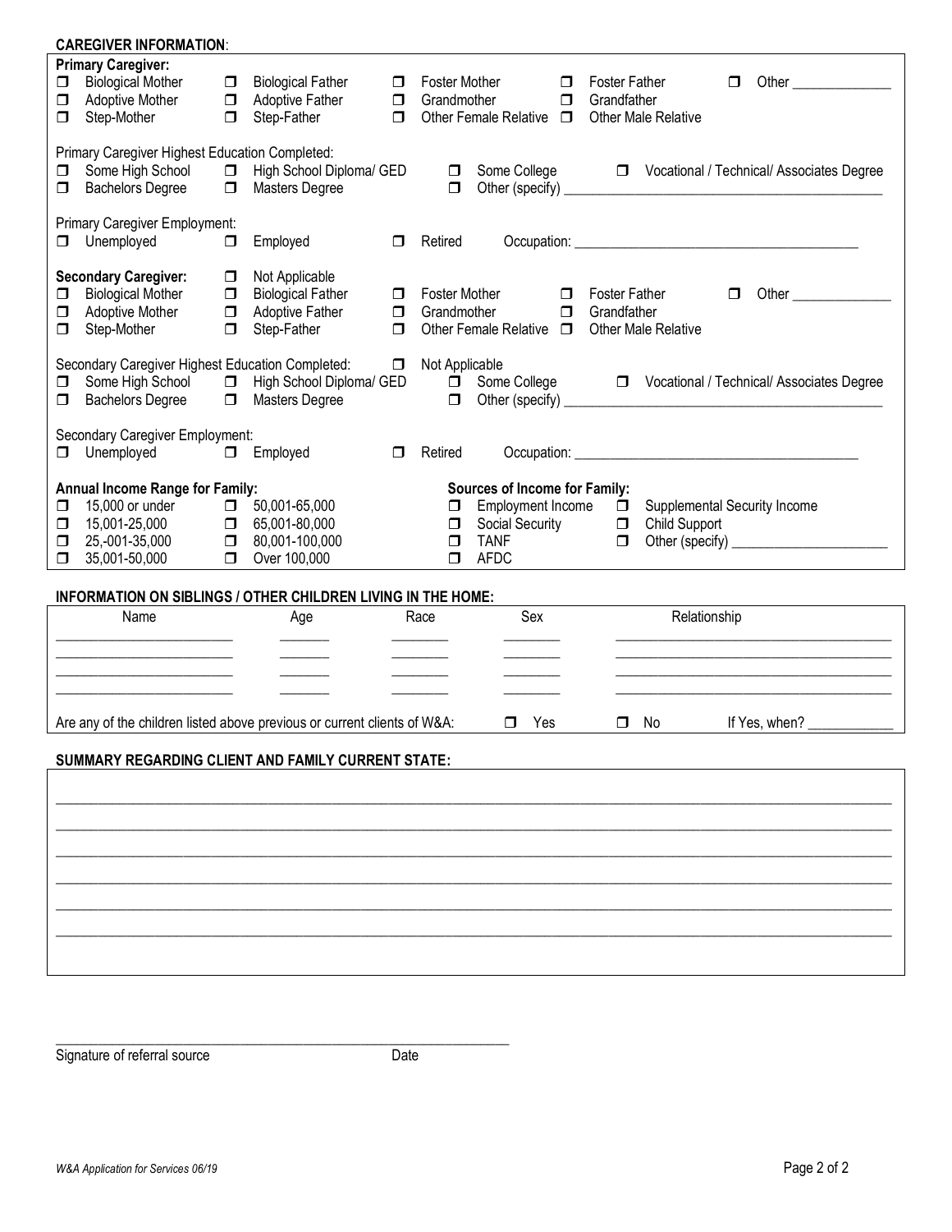**CAREGIVER INFORMATION**:

**Primary Caregiver:**

| | | | | |
|---|---|---|---|---|
| ☐ Biological Mother | ☐ Biological Father | ☐ Foster Mother | ☐ Foster Father | ☐ Other ______________ |
| ☐ Adoptive Mother | ☐ Adoptive Father | ☐ Grandmother | ☐ Grandfather | |
| ☐ Step-Mother | ☐ Step-Father | ☐ Other Female Relative | ☐ Other Male Relative | |

Primary Caregiver Highest Education Completed:

| | | | |
|---|---|---|---|
| ☐ Some High School | ☐ High School Diploma/ GED | ☐ Some College | ☐ Vocational / Technical/ Associates Degree |
| ☐ Bachelors Degree | ☐ Masters Degree | ☐ Other (specify) ______________________________ | |

Primary Caregiver Employment:

☐ Unemployed ☐ Employed ☐ Retired Occupation: ______________________________

**Secondary Caregiver:** ☐ Not Applicable

| | | | | |
|---|---|---|---|---|
| ☐ Biological Mother | ☐ Biological Father | ☐ Foster Mother | ☐ Foster Father | ☐ Other ______________ |
| ☐ Adoptive Mother | ☐ Adoptive Father | ☐ Grandmother | ☐ Grandfather | |
| ☐ Step-Mother | ☐ Step-Father | ☐ Other Female Relative | ☐ Other Male Relative | |

Secondary Caregiver Highest Education Completed: ☐ Not Applicable

| | | | |
|---|---|---|---|
| ☐ Some High School | ☐ High School Diploma/ GED | ☐ Some College | ☐ Vocational / Technical/ Associates Degree |
| ☐ Bachelors Degree | ☐ Masters Degree | ☐ Other (specify) ______________________________ | |

Secondary Caregiver Employment:

☐ Unemployed ☐ Employed ☐ Retired Occupation: ______________________________

| **Annual Income Range for Family:** | | **Sources of Income for Family:** | |
|---|---|---|---|
| ☐ 15,000 or under | ☐ 50,001-65,000 | ☐ Employment Income | ☐ Supplemental Security Income |
| ☐ 15,001-25,000 | ☐ 65,001-80,000 | ☐ Social Security | ☐ Child Support |
| ☐ 25,-001-35,000 | ☐ 80,001-100,000 | ☐ TANF | ☐ Other (specify) ______________________ |
| ☐ 35,001-50,000 | ☐ Over 100,000 | ☐ AFDC | |

**INFORMATION ON SIBLINGS / OTHER CHILDREN LIVING IN THE HOME:**

| Name | Age | Race | Sex | Relationship |
|---|---|---|---|---|
| | | | | |
| | | | | |
| | | | | |
| | | | | |

Are any of the children listed above previous or current clients of W&A: ☐ Yes ☐ No If Yes, when? ____________

**SUMMARY REGARDING CLIENT AND FAMILY CURRENT STATE:**

______________________________________________________________________________

______________________________________________________________________________

______________________________________________________________________________

______________________________________________________________________________

______________________________________________________________________________

______________________________________________________________________________

______________________________________________________________________________

Signature of referral source Date

*W&A Application for Services 06/19*